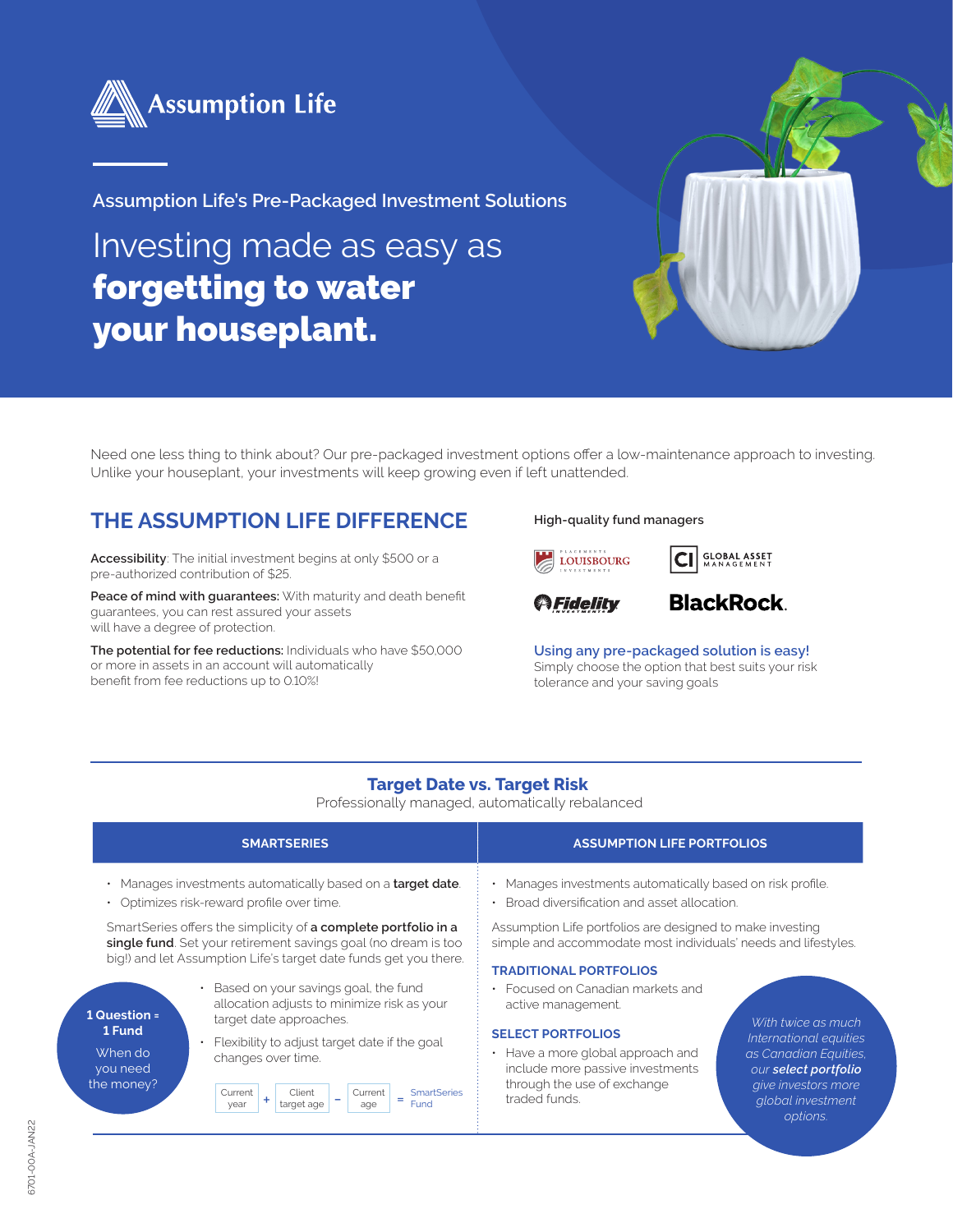Assumption Life

Assumption Life's Pre-Packaged Investment Solutions

# Investing made as easy as **forgetting to water your houseplant.**

Need one less thing to think about? Our pre-packaged investment options offer a low-maintenance approach to investing. Unlike your houseplant, your investments will keep growing even if left unattended.

## THE ASSUMPTION LIFE DIFFERENCE

**Accessibility**: The initial investment begins at only $500 or a pre-authorized contribution of $25.

**Peace of mind with guarantees:** With maturity and death benefit guarantees, you can rest assured your assets will have a degree of protection.

**The potential for fee reductions:** Individuals who have $50,000 or more in assets in an account will automatically benefit from fee reductions up to 0.10%!

High-quality fund managers

Placements Louisbourg Investments · CI Global Asset Management · Fidelity Investments · BlackRock.

**Using any pre-packaged solution is easy!**
Simply choose the option that best suits your risk tolerance and your saving goals

## Target Date vs. Target Risk

Professionally managed, automatically rebalanced

### SMARTSERIES

- Manages investments automatically based on a **target date**.
- Optimizes risk-reward profile over time.

SmartSeries offers the simplicity of **a complete portfolio in a single fund**. Set your retirement savings goal (no dream is too big!) and let Assumption Life's target date funds get you there.

**1 Question = 1 Fund**
When do you need the money?

- Based on your savings goal, the fund allocation adjusts to minimize risk as your target date approaches.
- Flexibility to adjust target date if the goal changes over time.

Current year + Client target age − Current age = SmartSeries Fund

### ASSUMPTION LIFE PORTFOLIOS

- Manages investments automatically based on risk profile.
- Broad diversification and asset allocation.

Assumption Life portfolios are designed to make investing simple and accommodate most individuals' needs and lifestyles.

**TRADITIONAL PORTFOLIOS**

- Focused on Canadian markets and active management.

**SELECT PORTFOLIOS**

- Have a more global approach and include more passive investments through the use of exchange traded funds.

*With twice as much International equities as Canadian Equities, our **select portfolio** give investors more global investment options.*

6701-00A-JAN22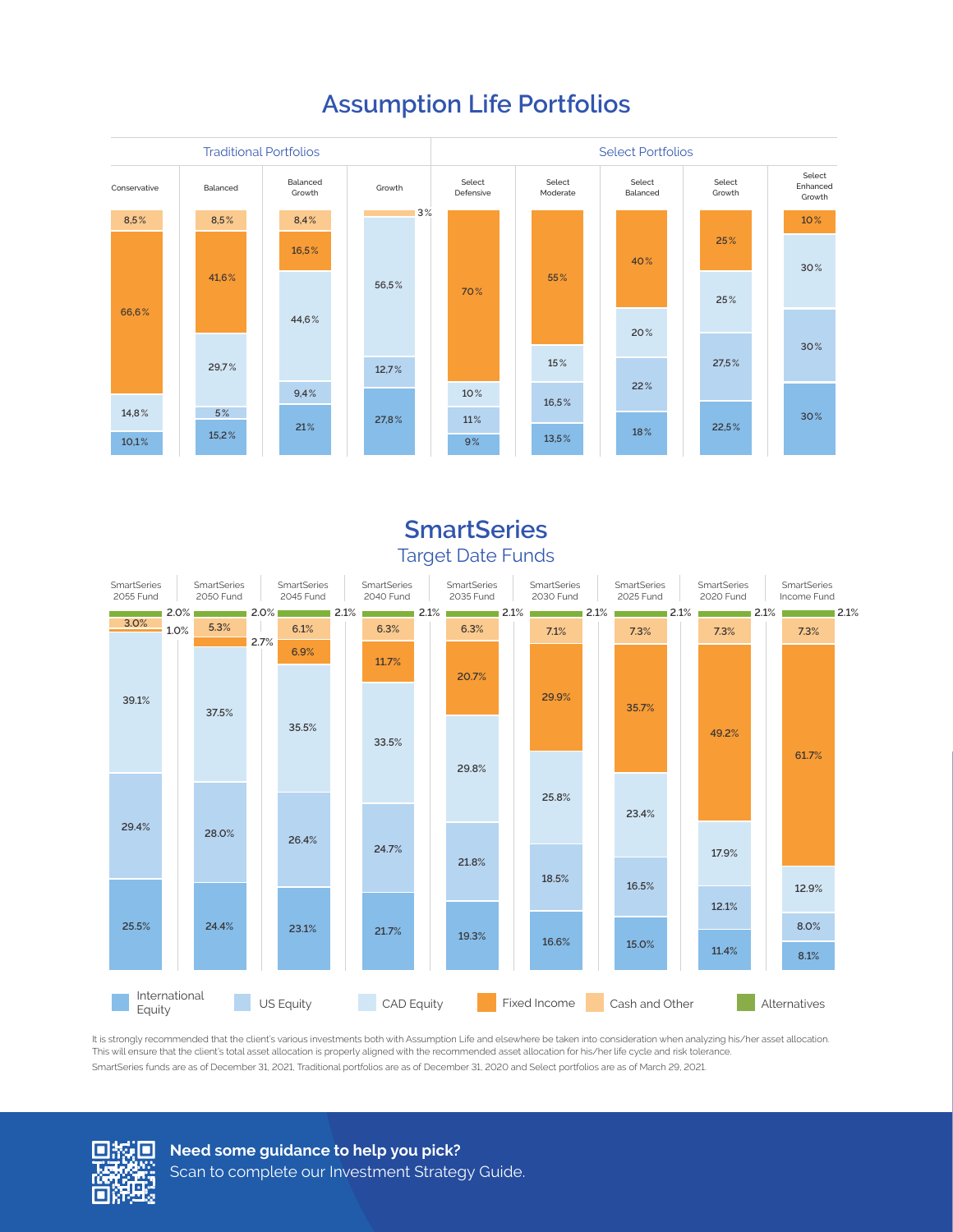# Assumption Life Portfolios

Traditional Portfolios

Conservative
8,5%
66,6%
14,8%
10,1%

Balanced
8,5%
41,6%
29,7%
5%
15,2%

Balanced Growth
8,4%
16,5%
44,6%
9,4%
21%

Growth
3%
56,5%
12,7%
27,8%

Select Portfolios

Select Defensive
70%
10%
11%
9%

Select Moderate
55%
15%
16,5%
13,5%

Select Balanced
40%
20%
22%
18%

Select Growth
25%
25%
27,5%
22,5%

Select Enhanced Growth
10%
30%
30%
30%

# SmartSeries

## Target Date Funds

SmartSeries 2055 Fund
2.0%
3.0%
1.0%
39.1%
29.4%
25.5%

SmartSeries 2050 Fund
2.0%
5.3%
2.7%
37.5%
28.0%
24.4%

SmartSeries 2045 Fund
2.1%
6.1%
6.9%
35.5%
26.4%
23.1%

SmartSeries 2040 Fund
2.1%
6.3%
11.7%
33.5%
24.7%
21.7%

SmartSeries 2035 Fund
2.1%
6.3%
20.7%
29.8%
21.8%
19.3%

SmartSeries 2030 Fund
2.1%
7.1%
29.9%
25.8%
18.5%
16.6%

SmartSeries 2025 Fund
2.1%
7.3%
35.7%
23.4%
16.5%
15.0%

SmartSeries 2020 Fund
2.1%
7.3%
49.2%
17.9%
12.1%
11.4%

SmartSeries Income Fund
2.1%
7.3%
61.7%
12.9%
8.0%
8.1%

International Equity
US Equity
CAD Equity
Fixed Income
Cash and Other
Alternatives

It is strongly recommended that the client's various investments both with Assumption Life and elsewhere be taken into consideration when analyzing his/her asset allocation. This will ensure that the client's total asset allocation is properly aligned with the recommended asset allocation for his/her life cycle and risk tolerance.

SmartSeries funds are as of December 31, 2021, Traditional portfolios are as of December 31, 2020 and Select portfolios are as of March 29, 2021.

**Need some guidance to help you pick?**
Scan to complete our Investment Strategy Guide.